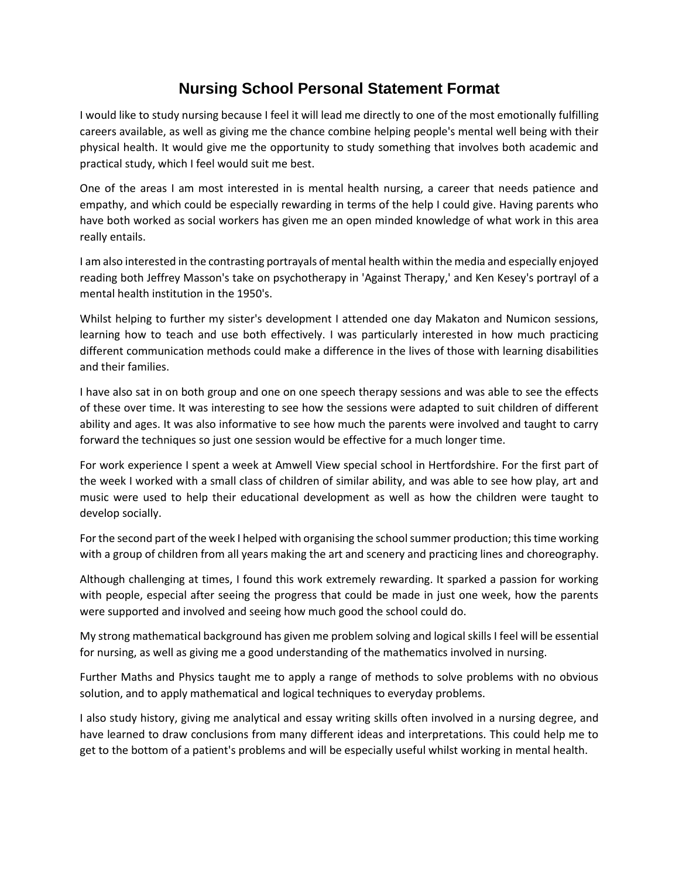# Nursing School Personal Statement Format

I would like to study nursing because I feel it will lead me directly to one of the most emotionally fulfilling careers available, as well as giving me the chance combine helping people's mental well being with their physical health. It would give me the opportunity to study something that involves both academic and practical study, which I feel would suit me best.

One of the areas I am most interested in is mental health nursing, a career that needs patience and empathy, and which could be especially rewarding in terms of the help I could give. Having parents who have both worked as social workers has given me an open minded knowledge of what work in this area really entails.

I am also interested in the contrasting portrayals of mental health within the media and especially enjoyed reading both Jeffrey Masson's take on psychotherapy in 'Against Therapy,' and Ken Kesey's portrayl of a mental health institution in the 1950's.

Whilst helping to further my sister's development I attended one day Makaton and Numicon sessions, learning how to teach and use both effectively. I was particularly interested in how much practicing different communication methods could make a difference in the lives of those with learning disabilities and their families.

I have also sat in on both group and one on one speech therapy sessions and was able to see the effects of these over time. It was interesting to see how the sessions were adapted to suit children of different ability and ages. It was also informative to see how much the parents were involved and taught to carry forward the techniques so just one session would be effective for a much longer time.

For work experience I spent a week at Amwell View special school in Hertfordshire. For the first part of the week I worked with a small class of children of similar ability, and was able to see how play, art and music were used to help their educational development as well as how the children were taught to develop socially.

For the second part of the week I helped with organising the school summer production; this time working with a group of children from all years making the art and scenery and practicing lines and choreography.

Although challenging at times, I found this work extremely rewarding. It sparked a passion for working with people, especial after seeing the progress that could be made in just one week, how the parents were supported and involved and seeing how much good the school could do.

My strong mathematical background has given me problem solving and logical skills I feel will be essential for nursing, as well as giving me a good understanding of the mathematics involved in nursing.

Further Maths and Physics taught me to apply a range of methods to solve problems with no obvious solution, and to apply mathematical and logical techniques to everyday problems.

I also study history, giving me analytical and essay writing skills often involved in a nursing degree, and have learned to draw conclusions from many different ideas and interpretations. This could help me to get to the bottom of a patient's problems and will be especially useful whilst working in mental health.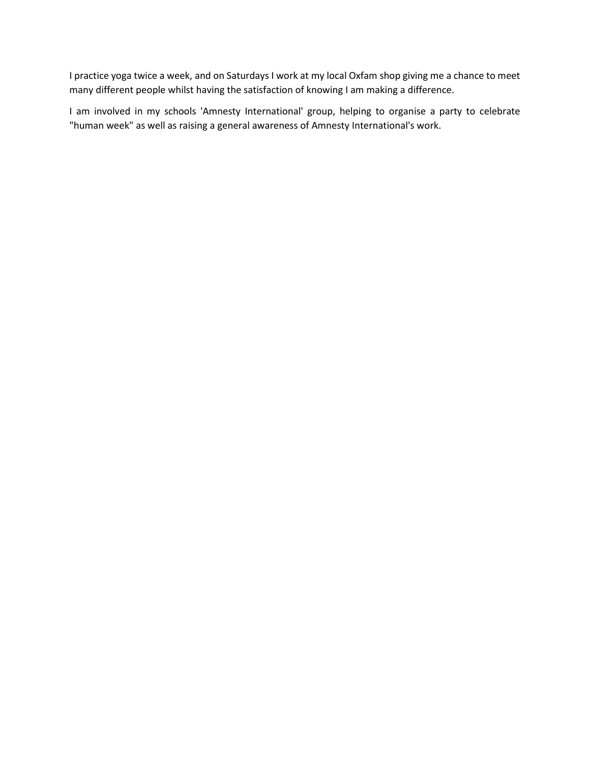I practice yoga twice a week, and on Saturdays I work at my local Oxfam shop giving me a chance to meet many different people whilst having the satisfaction of knowing I am making a difference.

I am involved in my schools 'Amnesty International' group, helping to organise a party to celebrate "human week" as well as raising a general awareness of Amnesty International's work.